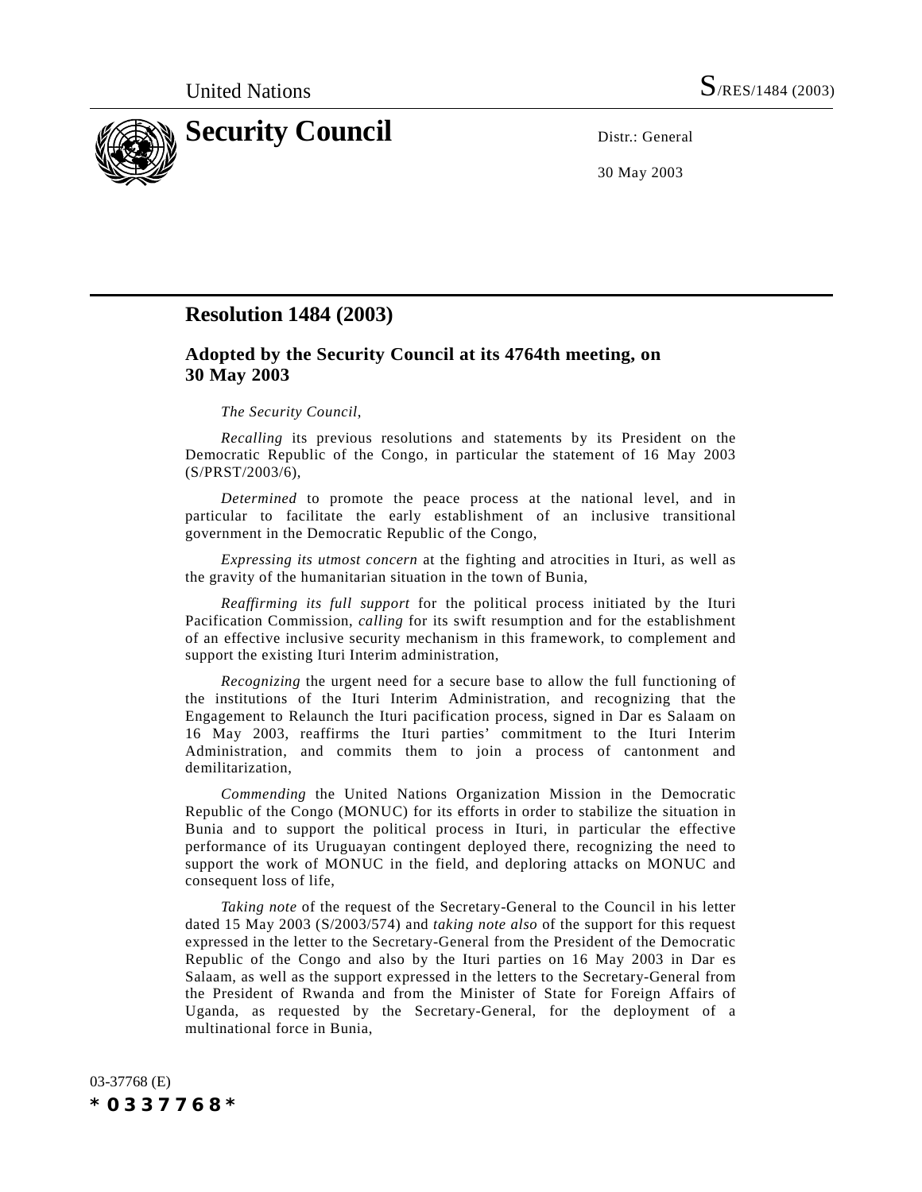# Security Council

Distr.: General

30 May 2003

## Resolution 1484 (2003)

### Adopted by the Security Council at its 4764th meeting, on 30 May 2003

*The Security Council*,

*Recalling* its previous resolutions and statements by its President on the Democratic Republic of the Congo, in particular the statement of 16 May 2003 (S/PRST/2003/6),

*Determined* to promote the peace process at the national level, and in particular to facilitate the early establishment of an inclusive transitional government in the Democratic Republic of the Congo,

*Expressing its utmost concern* at the fighting and atrocities in Ituri, as well as the gravity of the humanitarian situation in the town of Bunia,

*Reaffirming its full support* for the political process initiated by the Ituri Pacification Commission, *calling* for its swift resumption and for the establishment of an effective inclusive security mechanism in this framework, to complement and support the existing Ituri Interim administration,

*Recognizing* the urgent need for a secure base to allow the full functioning of the institutions of the Ituri Interim Administration, and recognizing that the Engagement to Relaunch the Ituri pacification process, signed in Dar es Salaam on 16 May 2003, reaffirms the Ituri parties' commitment to the Ituri Interim Administration, and commits them to join a process of cantonment and demilitarization,

*Commending* the United Nations Organization Mission in the Democratic Republic of the Congo (MONUC) for its efforts in order to stabilize the situation in Bunia and to support the political process in Ituri, in particular the effective performance of its Uruguayan contingent deployed there, recognizing the need to support the work of MONUC in the field, and deploring attacks on MONUC and consequent loss of life,

*Taking note* of the request of the Secretary-General to the Council in his letter dated 15 May 2003 (S/2003/574) and *taking note also* of the support for this request expressed in the letter to the Secretary-General from the President of the Democratic Republic of the Congo and also by the Ituri parties on 16 May 2003 in Dar es Salaam, as well as the support expressed in the letters to the Secretary-General from the President of Rwanda and from the Minister of State for Foreign Affairs of Uganda, as requested by the Secretary-General, for the deployment of a multinational force in Bunia,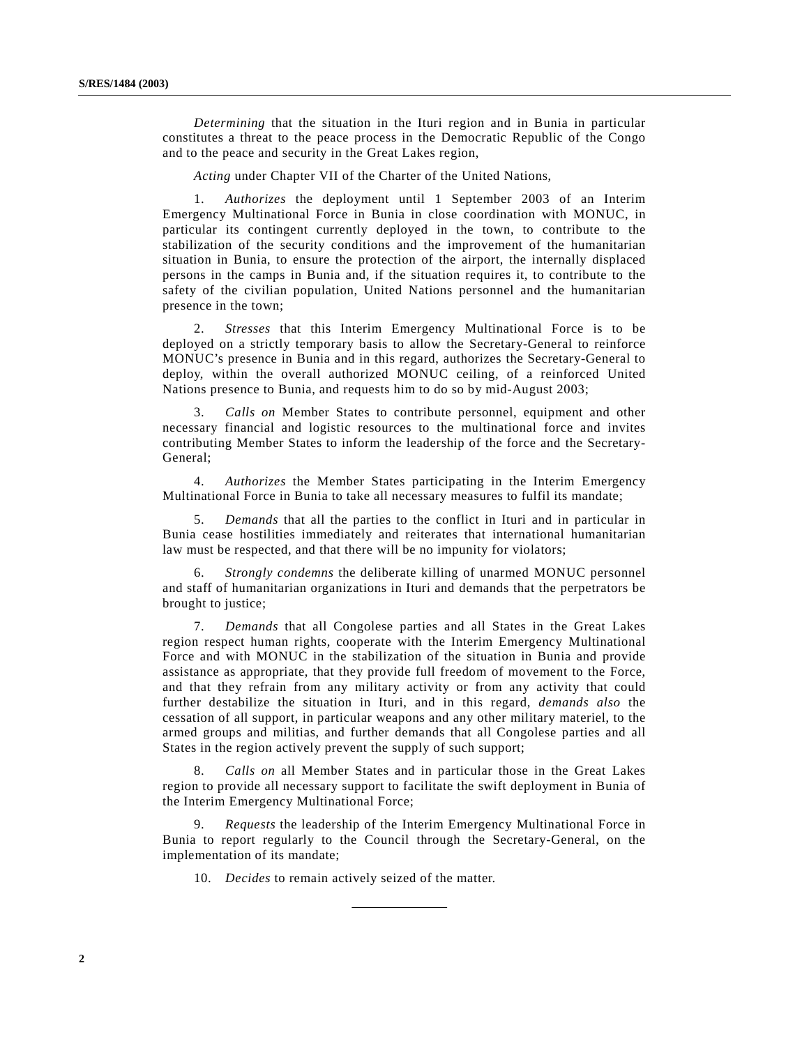*Determining* that the situation in the Ituri region and in Bunia in particular constitutes a threat to the peace process in the Democratic Republic of the Congo and to the peace and security in the Great Lakes region,

*Acting* under Chapter VII of the Charter of the United Nations,

1. *Authorizes* the deployment until 1 September 2003 of an Interim Emergency Multinational Force in Bunia in close coordination with MONUC, in particular its contingent currently deployed in the town, to contribute to the stabilization of the security conditions and the improvement of the humanitarian situation in Bunia, to ensure the protection of the airport, the internally displaced persons in the camps in Bunia and, if the situation requires it, to contribute to the safety of the civilian population, United Nations personnel and the humanitarian presence in the town;

2. *Stresses* that this Interim Emergency Multinational Force is to be deployed on a strictly temporary basis to allow the Secretary-General to reinforce MONUC's presence in Bunia and in this regard, authorizes the Secretary-General to deploy, within the overall authorized MONUC ceiling, of a reinforced United Nations presence to Bunia, and requests him to do so by mid-August 2003;

3. *Calls on* Member States to contribute personnel, equipment and other necessary financial and logistic resources to the multinational force and invites contributing Member States to inform the leadership of the force and the Secretary-General;

4. *Authorizes* the Member States participating in the Interim Emergency Multinational Force in Bunia to take all necessary measures to fulfil its mandate;

5. *Demands* that all the parties to the conflict in Ituri and in particular in Bunia cease hostilities immediately and reiterates that international humanitarian law must be respected, and that there will be no impunity for violators;

6. *Strongly condemns* the deliberate killing of unarmed MONUC personnel and staff of humanitarian organizations in Ituri and demands that the perpetrators be brought to justice;

7. *Demands* that all Congolese parties and all States in the Great Lakes region respect human rights, cooperate with the Interim Emergency Multinational Force and with MONUC in the stabilization of the situation in Bunia and provide assistance as appropriate, that they provide full freedom of movement to the Force, and that they refrain from any military activity or from any activity that could further destabilize the situation in Ituri, and in this regard, *demands also* the cessation of all support, in particular weapons and any other military materiel, to the armed groups and militias, and further demands that all Congolese parties and all States in the region actively prevent the supply of such support;

8. *Calls on* all Member States and in particular those in the Great Lakes region to provide all necessary support to facilitate the swift deployment in Bunia of the Interim Emergency Multinational Force;

9. *Requests* the leadership of the Interim Emergency Multinational Force in Bunia to report regularly to the Council through the Secretary-General, on the implementation of its mandate;

10. *Decides* to remain actively seized of the matter.